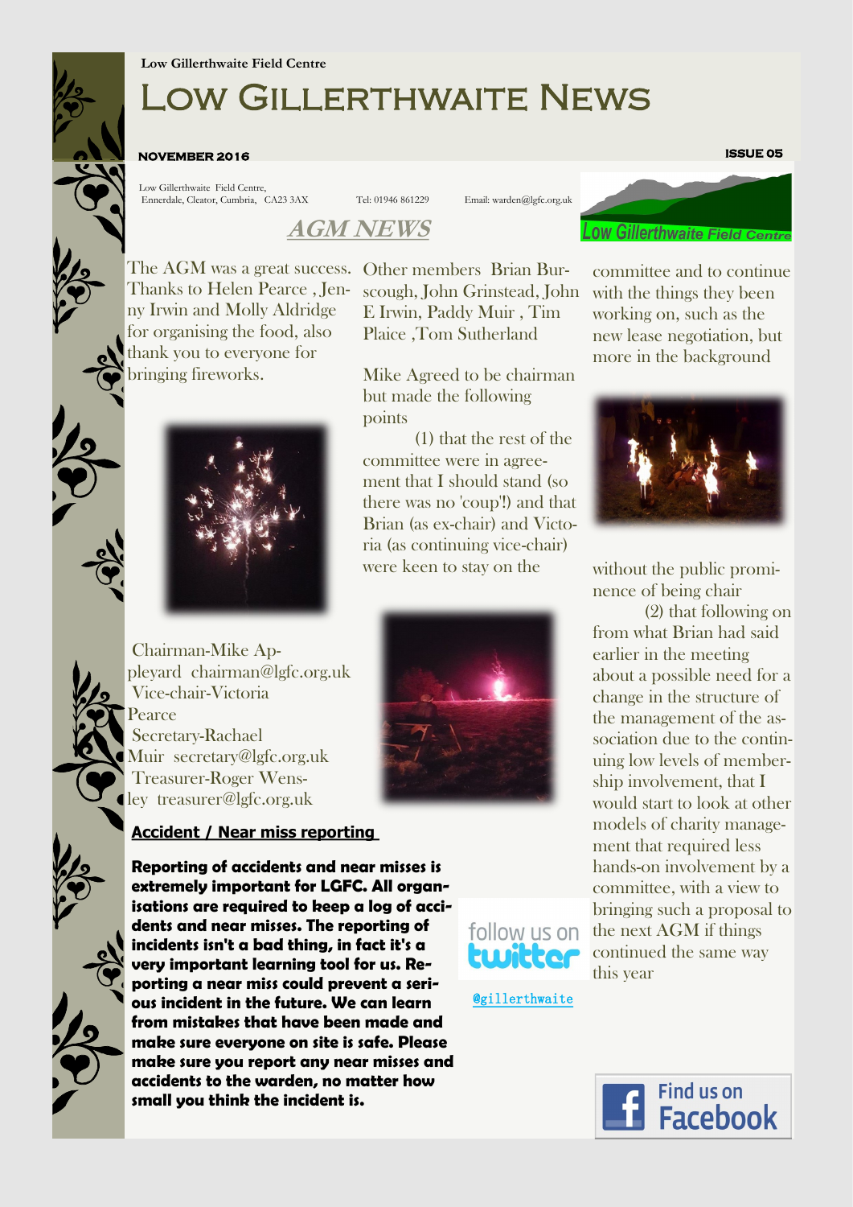Low Gillerthwaite Field Centre

# Low Gillerthwaite News

**NOVEMBER 2016** **ISSUE 05**

Low Gillerthwaite Field Centre, Ennerdale, Cleator, Cumbria, CA23 3AX Tel: 01946 861229 Email: warden@lgfc.org.uk

Low Gillerthwaite Field Centre

## AGM NEWS

The AGM was a great success. Thanks to Helen Pearce , Jenny Irwin and Molly Aldridge for organising the food, also thank you to everyone for bringing fireworks.

Chairman-Mike Appleyard chairman@lgfc.org.uk
Vice-chair-Victoria Pearce
Secretary-Rachael Muir secretary@lgfc.org.uk
Treasurer-Roger Wensley treasurer@lgfc.org.uk

Other members Brian Burscough, John Grinstead, John E Irwin, Paddy Muir , Tim Plaice ,Tom Sutherland

Mike Agreed to be chairman but made the following points

(1) that the rest of the committee were in agreement that I should stand (so there was no 'coup'!) and that Brian (as ex-chair) and Victoria (as continuing vice-chair) were keen to stay on the committee and to continue with the things they been working on, such as the new lease negotiation, but more in the background without the public prominence of being chair

(2) that following on from what Brian had said earlier in the meeting about a possible need for a change in the structure of the management of the association due to the continuing low levels of membership involvement, that I would start to look at other models of charity management that required less hands-on involvement by a committee, with a view to bringing such a proposal to the next AGM if things continued the same way this year

### Accident / Near miss reporting

**Reporting of accidents and near misses is extremely important for LGFC. All organisations are required to keep a log of accidents and near misses. The reporting of incidents isn't a bad thing, in fact it's a very important learning tool for us. Reporting a near miss could prevent a serious incident in the future. We can learn from mistakes that have been made and make sure everyone on site is safe. Please make sure you report any near misses and accidents to the warden, no matter how small you think the incident is.**

follow us on twitter

@gillerthwaite

Find us on Facebook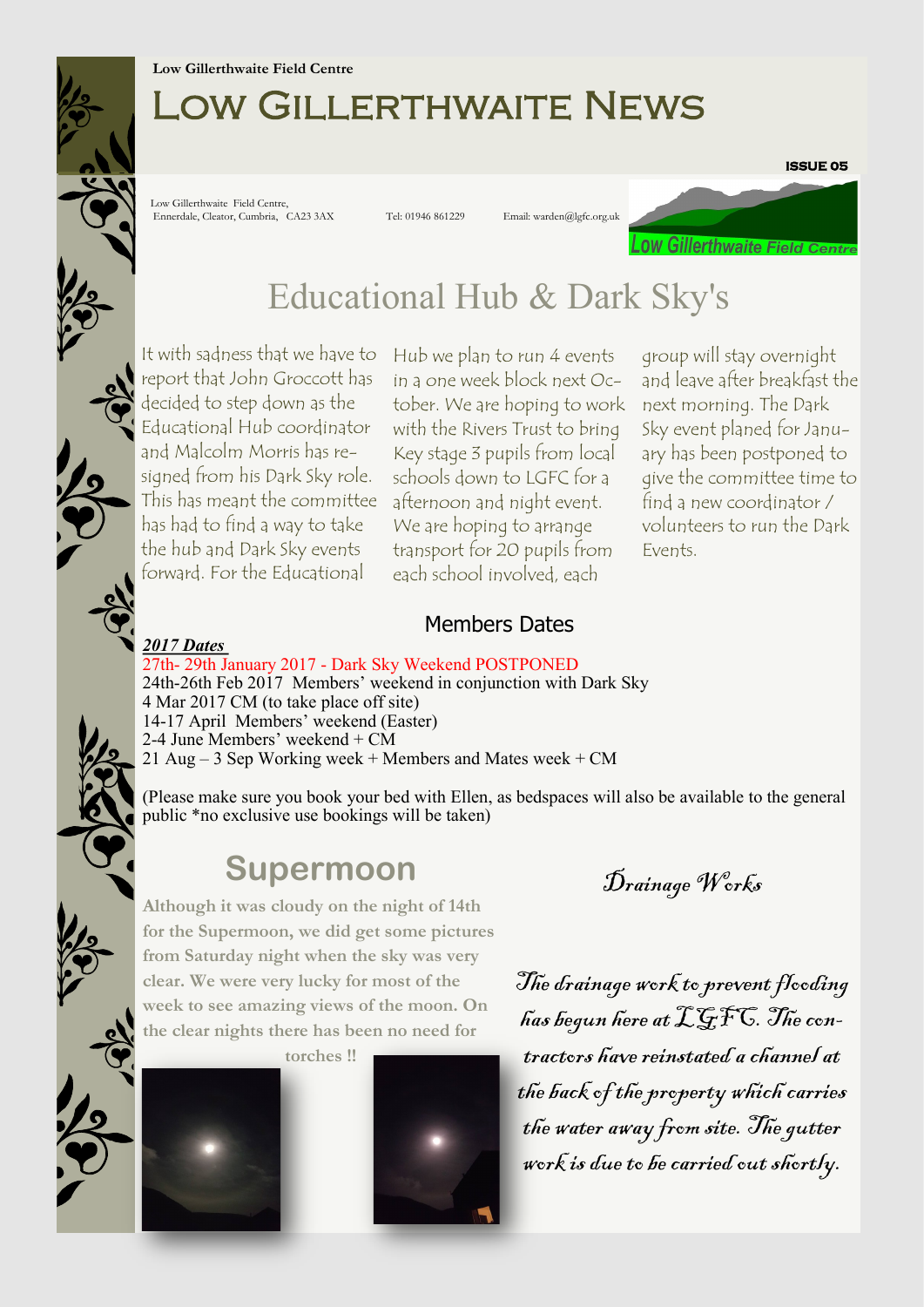**Low Gillerthwaite Field Centre**

# Low Gillerthwaite News

ISSUE 05

Low Gillerthwaite Field Centre, Ennerdale, Cleator, Cumbria, CA23 3AX Tel: 01946 861229 Email: warden@lgfc.org.uk

Low Gillerthwaite Field Centre

## Educational Hub & Dark Sky's

It with sadness that we have to report that John Groccott has decided to step down as the Educational Hub coordinator and Malcolm Morris has resigned from his Dark Sky role. This has meant the committee has had to find a way to take the hub and Dark Sky events forward. For the Educational Hub we plan to run 4 events in a one week block next October. We are hoping to work with the Rivers Trust to bring Key stage 3 pupils from local schools down to LGFC for a afternoon and night event. We are hoping to arrange transport for 20 pupils from each school involved, each group will stay overnight and leave after breakfast the next morning. The Dark Sky event planed for January has been postponed to give the committee time to find a new coordinator / volunteers to run the Dark Events.

## Members Dates

***2017 Dates***

27th- 29th January 2017 - Dark Sky Weekend POSTPONED
24th-26th Feb 2017 Members' weekend in conjunction with Dark Sky
4 Mar 2017 CM (to take place off site)
14-17 April Members' weekend (Easter)
2-4 June Members' weekend + CM
21 Aug – 3 Sep Working week + Members and Mates week + CM

(Please make sure you book your bed with Ellen, as bedspaces will also be available to the general public *no exclusive use bookings will be taken)

## Supermoon

**Although it was cloudy on the night of 14th for the Supermoon, we did get some pictures from Saturday night when the sky was very clear. We were very lucky for most of the week to see amazing views of the moon. On the clear nights there has been no need for torches !!**

## Drainage Works

The drainage work to prevent flooding has begun here at LGFC. The contractors have reinstated a channel at the back of the property which carries the water away from site. The gutter work is due to be carried out shortly.